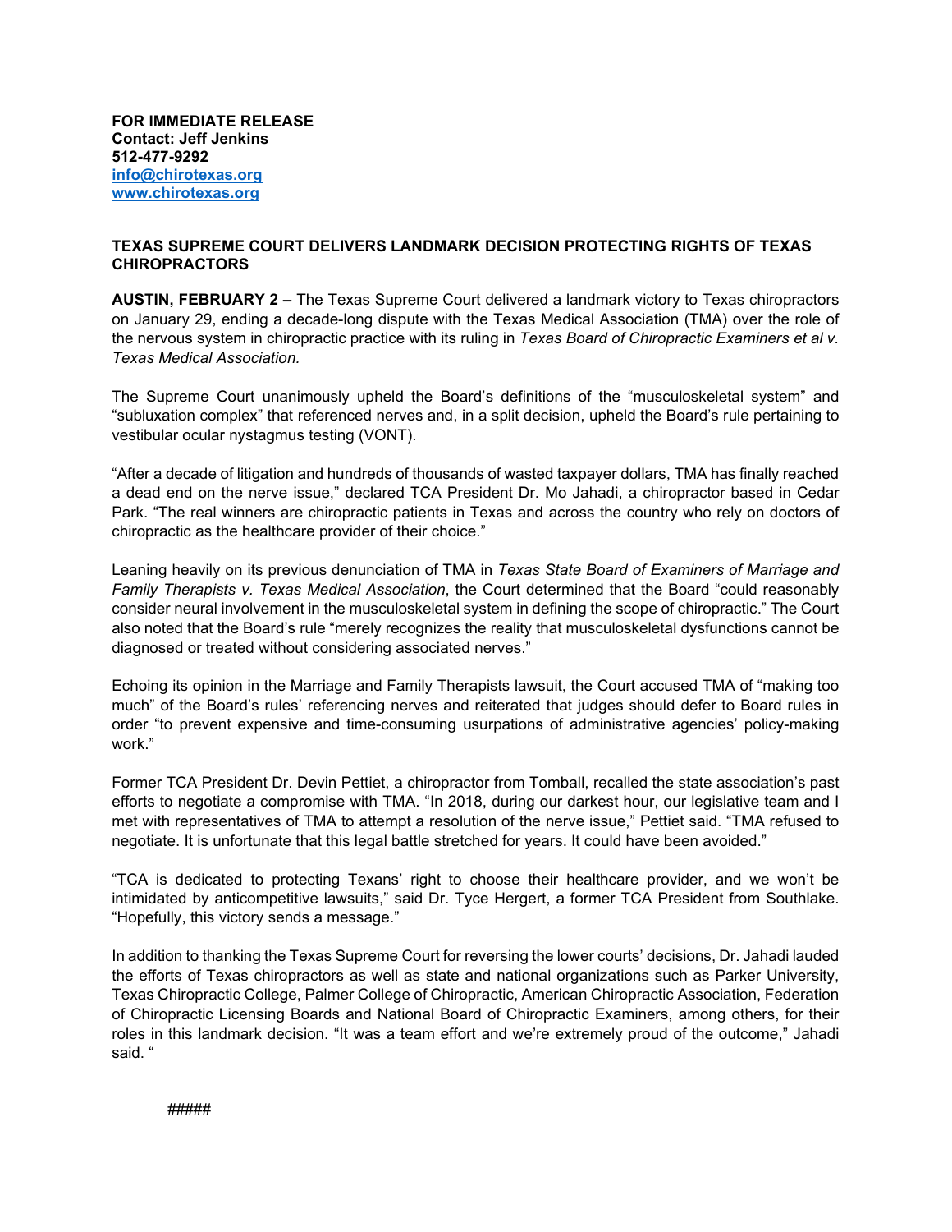**FOR IMMEDIATE RELEASE**
**Contact: Jeff Jenkins**
**512-477-9292**
**info@chirotexas.org**
**www.chirotexas.org**

**TEXAS SUPREME COURT DELIVERS LANDMARK DECISION PROTECTING RIGHTS OF TEXAS CHIROPRACTORS**

**AUSTIN, FEBRUARY 2 –** The Texas Supreme Court delivered a landmark victory to Texas chiropractors on January 29, ending a decade-long dispute with the Texas Medical Association (TMA) over the role of the nervous system in chiropractic practice with its ruling in *Texas Board of Chiropractic Examiners et al v. Texas Medical Association.*

The Supreme Court unanimously upheld the Board's definitions of the "musculoskeletal system" and "subluxation complex" that referenced nerves and, in a split decision, upheld the Board's rule pertaining to vestibular ocular nystagmus testing (VONT).

"After a decade of litigation and hundreds of thousands of wasted taxpayer dollars, TMA has finally reached a dead end on the nerve issue," declared TCA President Dr. Mo Jahadi, a chiropractor based in Cedar Park. "The real winners are chiropractic patients in Texas and across the country who rely on doctors of chiropractic as the healthcare provider of their choice."

Leaning heavily on its previous denunciation of TMA in *Texas State Board of Examiners of Marriage and Family Therapists v. Texas Medical Association*, the Court determined that the Board "could reasonably consider neural involvement in the musculoskeletal system in defining the scope of chiropractic." The Court also noted that the Board's rule "merely recognizes the reality that musculoskeletal dysfunctions cannot be diagnosed or treated without considering associated nerves."

Echoing its opinion in the Marriage and Family Therapists lawsuit, the Court accused TMA of "making too much" of the Board's rules' referencing nerves and reiterated that judges should defer to Board rules in order "to prevent expensive and time-consuming usurpations of administrative agencies' policy-making work."

Former TCA President Dr. Devin Pettiet, a chiropractor from Tomball, recalled the state association's past efforts to negotiate a compromise with TMA. "In 2018, during our darkest hour, our legislative team and I met with representatives of TMA to attempt a resolution of the nerve issue," Pettiet said. "TMA refused to negotiate. It is unfortunate that this legal battle stretched for years. It could have been avoided."

"TCA is dedicated to protecting Texans' right to choose their healthcare provider, and we won't be intimidated by anticompetitive lawsuits," said Dr. Tyce Hergert, a former TCA President from Southlake. "Hopefully, this victory sends a message."

In addition to thanking the Texas Supreme Court for reversing the lower courts' decisions, Dr. Jahadi lauded the efforts of Texas chiropractors as well as state and national organizations such as Parker University, Texas Chiropractic College, Palmer College of Chiropractic, American Chiropractic Association, Federation of Chiropractic Licensing Boards and National Board of Chiropractic Examiners, among others, for their roles in this landmark decision. "It was a team effort and we're extremely proud of the outcome," Jahadi said. "

#####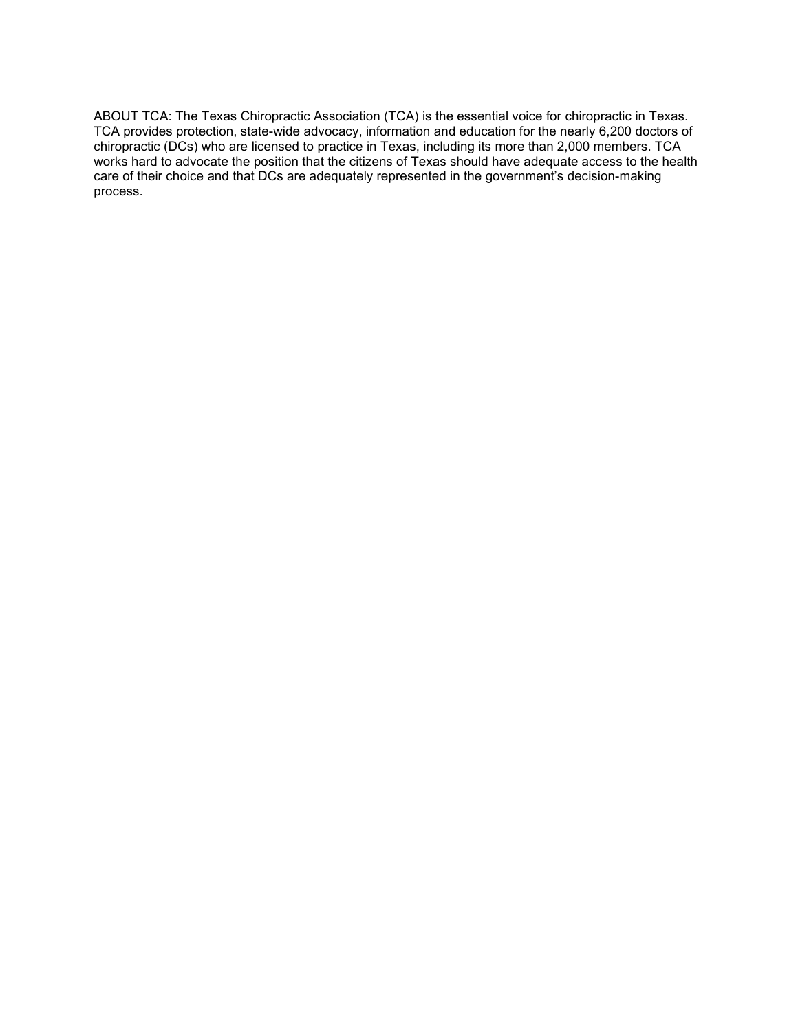ABOUT TCA: The Texas Chiropractic Association (TCA) is the essential voice for chiropractic in Texas. TCA provides protection, state-wide advocacy, information and education for the nearly 6,200 doctors of chiropractic (DCs) who are licensed to practice in Texas, including its more than 2,000 members. TCA works hard to advocate the position that the citizens of Texas should have adequate access to the health care of their choice and that DCs are adequately represented in the government's decision-making process.